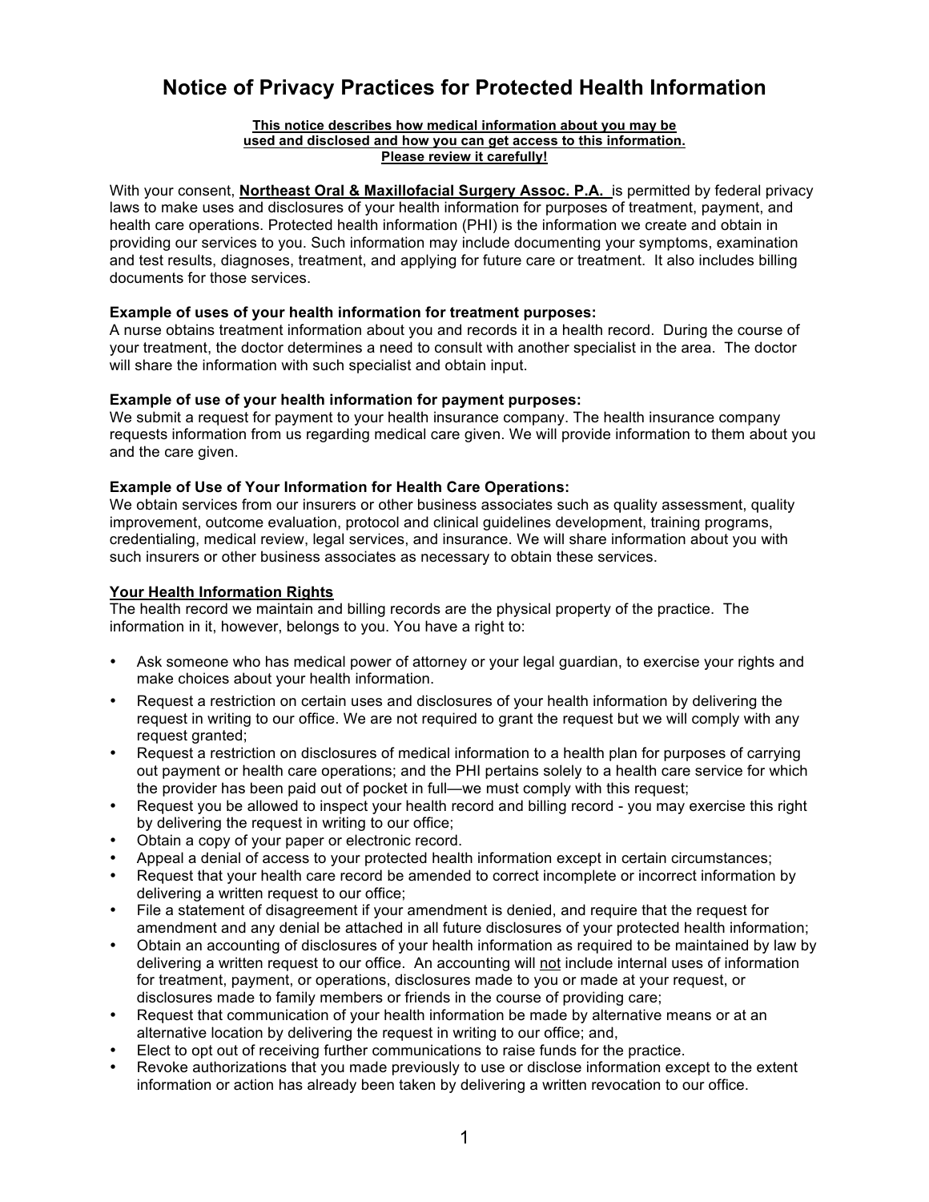# Notice of Privacy Practices for Protected Health Information

**This notice describes how medical information about you may be used and disclosed and how you can get access to this information. Please review it carefully!**

With your consent, **Northeast Oral & Maxillofacial Surgery Assoc. P.A.** is permitted by federal privacy laws to make uses and disclosures of your health information for purposes of treatment, payment, and health care operations. Protected health information (PHI) is the information we create and obtain in providing our services to you. Such information may include documenting your symptoms, examination and test results, diagnoses, treatment, and applying for future care or treatment. It also includes billing documents for those services.

**Example of uses of your health information for treatment purposes:**
A nurse obtains treatment information about you and records it in a health record. During the course of your treatment, the doctor determines a need to consult with another specialist in the area. The doctor will share the information with such specialist and obtain input.

**Example of use of your health information for payment purposes:**
We submit a request for payment to your health insurance company. The health insurance company requests information from us regarding medical care given. We will provide information to them about you and the care given.

**Example of Use of Your Information for Health Care Operations:**
We obtain services from our insurers or other business associates such as quality assessment, quality improvement, outcome evaluation, protocol and clinical guidelines development, training programs, credentialing, medical review, legal services, and insurance. We will share information about you with such insurers or other business associates as necessary to obtain these services.

**Your Health Information Rights**

The health record we maintain and billing records are the physical property of the practice. The information in it, however, belongs to you. You have a right to:

- Ask someone who has medical power of attorney or your legal guardian, to exercise your rights and make choices about your health information.
- Request a restriction on certain uses and disclosures of your health information by delivering the request in writing to our office. We are not required to grant the request but we will comply with any request granted;
- Request a restriction on disclosures of medical information to a health plan for purposes of carrying out payment or health care operations; and the PHI pertains solely to a health care service for which the provider has been paid out of pocket in full—we must comply with this request;
- Request you be allowed to inspect your health record and billing record - you may exercise this right by delivering the request in writing to our office;
- Obtain a copy of your paper or electronic record.
- Appeal a denial of access to your protected health information except in certain circumstances;
- Request that your health care record be amended to correct incomplete or incorrect information by delivering a written request to our office;
- File a statement of disagreement if your amendment is denied, and require that the request for amendment and any denial be attached in all future disclosures of your protected health information;
- Obtain an accounting of disclosures of your health information as required to be maintained by law by delivering a written request to our office. An accounting will not include internal uses of information for treatment, payment, or operations, disclosures made to you or made at your request, or disclosures made to family members or friends in the course of providing care;
- Request that communication of your health information be made by alternative means or at an alternative location by delivering the request in writing to our office; and,
- Elect to opt out of receiving further communications to raise funds for the practice.
- Revoke authorizations that you made previously to use or disclose information except to the extent information or action has already been taken by delivering a written revocation to our office.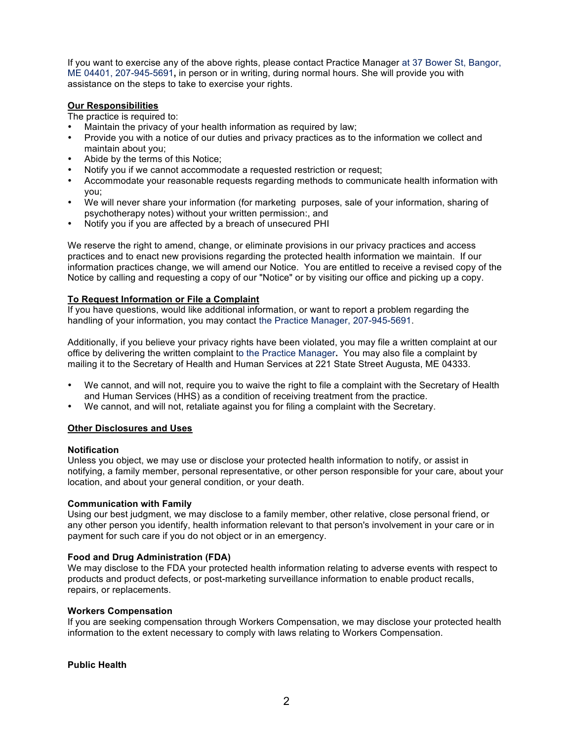If you want to exercise any of the above rights, please contact Practice Manager at 37 Bower St, Bangor, ME 04401, 207-945-5691**,** in person or in writing, during normal hours. She will provide you with assistance on the steps to take to exercise your rights.

**Our Responsibilities**

The practice is required to:

- Maintain the privacy of your health information as required by law;
- Provide you with a notice of our duties and privacy practices as to the information we collect and maintain about you;
- Abide by the terms of this Notice;
- Notify you if we cannot accommodate a requested restriction or request;
- Accommodate your reasonable requests regarding methods to communicate health information with you;
- We will never share your information (for marketing  purposes, sale of your information, sharing of psychotherapy notes) without your written permission:, and
- Notify you if you are affected by a breach of unsecured PHI

We reserve the right to amend, change, or eliminate provisions in our privacy practices and access practices and to enact new provisions regarding the protected health information we maintain.  If our information practices change, we will amend our Notice.  You are entitled to receive a revised copy of the Notice by calling and requesting a copy of our "Notice" or by visiting our office and picking up a copy.

**To Request Information or File a Complaint**

If you have questions, would like additional information, or want to report a problem regarding the handling of your information, you may contact the Practice Manager, 207-945-5691.

Additionally, if you believe your privacy rights have been violated, you may file a written complaint at our office by delivering the written complaint to the Practice Manager**.**  You may also file a complaint by mailing it to the Secretary of Health and Human Services at 221 State Street Augusta, ME 04333.

- We cannot, and will not, require you to waive the right to file a complaint with the Secretary of Health and Human Services (HHS) as a condition of receiving treatment from the practice.
- We cannot, and will not, retaliate against you for filing a complaint with the Secretary.

**Other Disclosures and Uses**

**Notification**

Unless you object, we may use or disclose your protected health information to notify, or assist in notifying, a family member, personal representative, or other person responsible for your care, about your location, and about your general condition, or your death.

**Communication with Family**

Using our best judgment, we may disclose to a family member, other relative, close personal friend, or any other person you identify, health information relevant to that person's involvement in your care or in payment for such care if you do not object or in an emergency.

**Food and Drug Administration (FDA)**

We may disclose to the FDA your protected health information relating to adverse events with respect to products and product defects, or post-marketing surveillance information to enable product recalls, repairs, or replacements.

**Workers Compensation**

If you are seeking compensation through Workers Compensation, we may disclose your protected health information to the extent necessary to comply with laws relating to Workers Compensation.

**Public Health**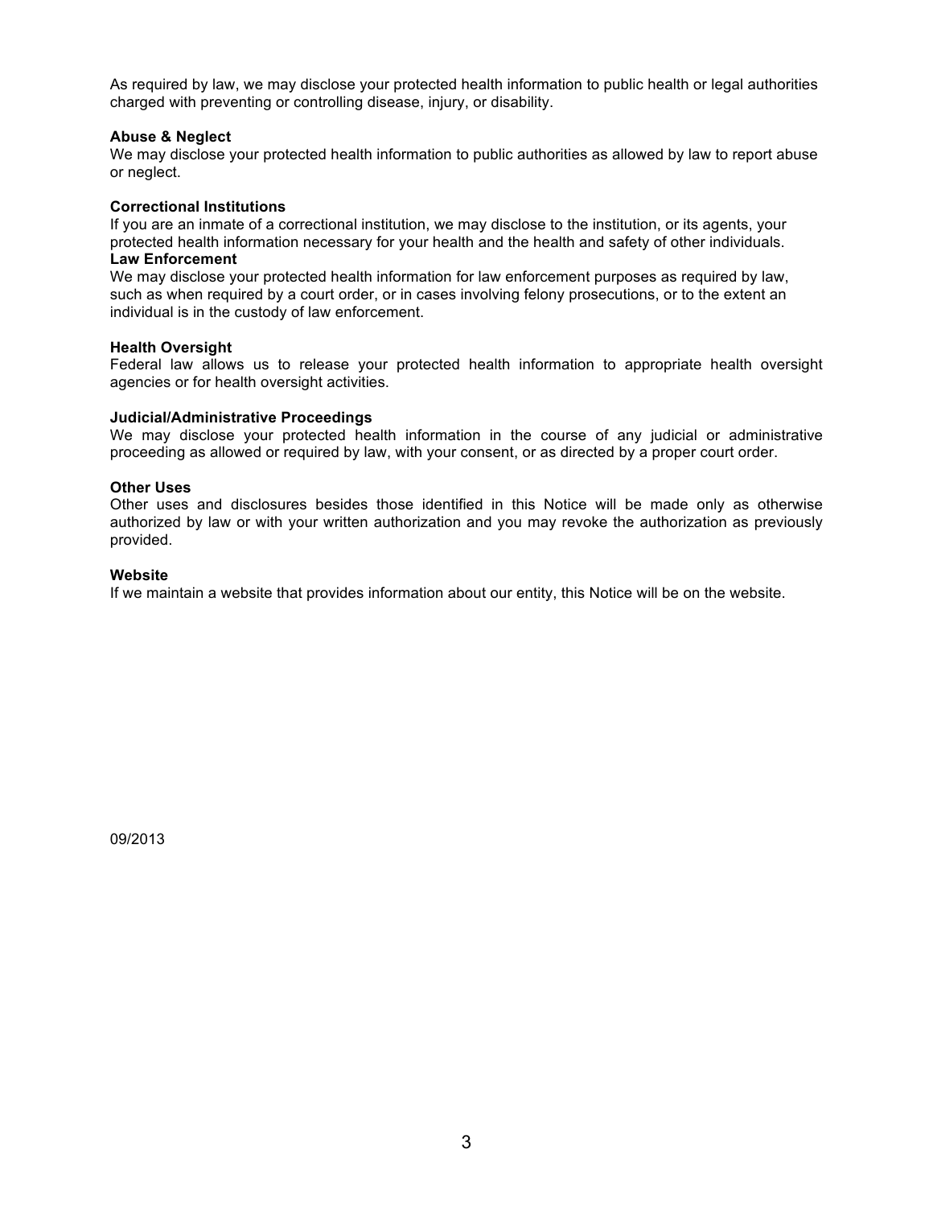As required by law, we may disclose your protected health information to public health or legal authorities charged with preventing or controlling disease, injury, or disability.

**Abuse & Neglect**
We may disclose your protected health information to public authorities as allowed by law to report abuse or neglect.

**Correctional Institutions**
If you are an inmate of a correctional institution, we may disclose to the institution, or its agents, your protected health information necessary for your health and the health and safety of other individuals.

**Law Enforcement**
We may disclose your protected health information for law enforcement purposes as required by law, such as when required by a court order, or in cases involving felony prosecutions, or to the extent an individual is in the custody of law enforcement.

**Health Oversight**
Federal law allows us to release your protected health information to appropriate health oversight agencies or for health oversight activities.

**Judicial/Administrative Proceedings**
We may disclose your protected health information in the course of any judicial or administrative proceeding as allowed or required by law, with your consent, or as directed by a proper court order.

**Other Uses**
Other uses and disclosures besides those identified in this Notice will be made only as otherwise authorized by law or with your written authorization and you may revoke the authorization as previously provided.

**Website**
If we maintain a website that provides information about our entity, this Notice will be on the website.

09/2013